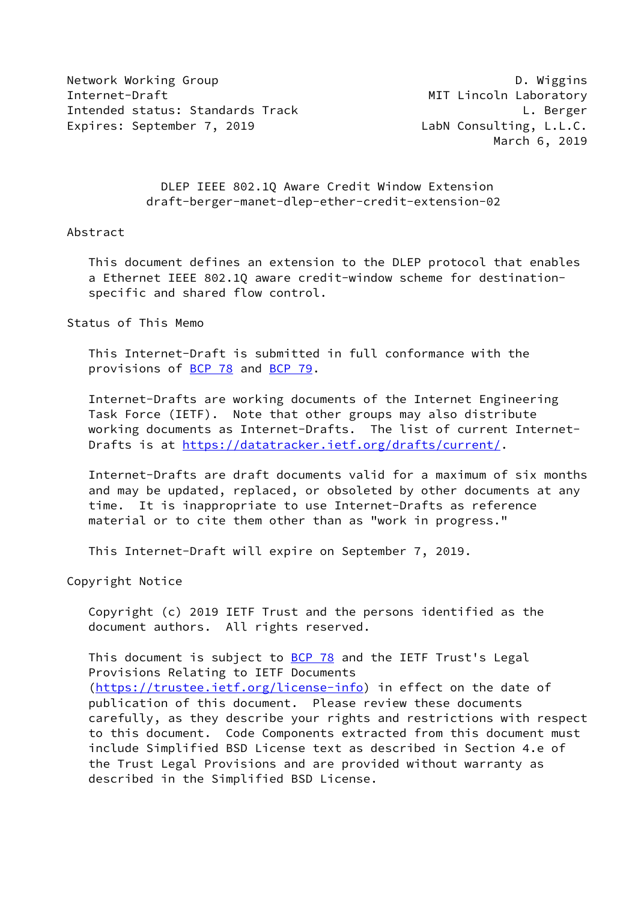Network Working Group D. Wiggins
Internet-Draft MIT Lincoln Laboratory
Intended status: Standards Track L. Berger
Expires: September 7, 2019 LabN Consulting, L.L.C.
March 6, 2019

# DLEP IEEE 802.1Q Aware Credit Window Extension
draft-berger-manet-dlep-ether-credit-extension-02

## Abstract

This document defines an extension to the DLEP protocol that enables a Ethernet IEEE 802.1Q aware credit-window scheme for destination-specific and shared flow control.

## Status of This Memo

This Internet-Draft is submitted in full conformance with the provisions of BCP 78 and BCP 79.

Internet-Drafts are working documents of the Internet Engineering Task Force (IETF). Note that other groups may also distribute working documents as Internet-Drafts. The list of current Internet-Drafts is at https://datatracker.ietf.org/drafts/current/.

Internet-Drafts are draft documents valid for a maximum of six months and may be updated, replaced, or obsoleted by other documents at any time. It is inappropriate to use Internet-Drafts as reference material or to cite them other than as "work in progress."

This Internet-Draft will expire on September 7, 2019.

## Copyright Notice

Copyright (c) 2019 IETF Trust and the persons identified as the document authors. All rights reserved.

This document is subject to BCP 78 and the IETF Trust's Legal Provisions Relating to IETF Documents (https://trustee.ietf.org/license-info) in effect on the date of publication of this document. Please review these documents carefully, as they describe your rights and restrictions with respect to this document. Code Components extracted from this document must include Simplified BSD License text as described in Section 4.e of the Trust Legal Provisions and are provided without warranty as described in the Simplified BSD License.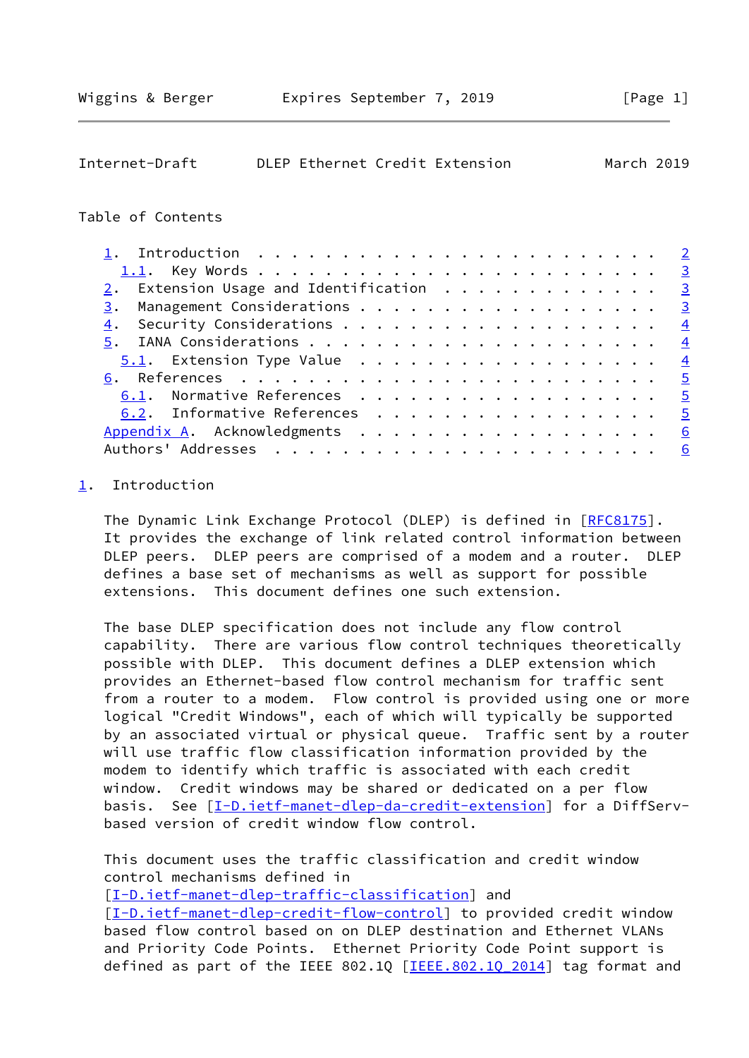Table of Contents

- 1. Introduction . . . . . . . . . . . . . . . . . . . . . . . . 2
  - 1.1. Key Words . . . . . . . . . . . . . . . . . . . . . . . 3
- 2. Extension Usage and Identification . . . . . . . . . . . . . 3
- 3. Management Considerations . . . . . . . . . . . . . . . . . . 3
- 4. Security Considerations . . . . . . . . . . . . . . . . . . . 4
- 5. IANA Considerations . . . . . . . . . . . . . . . . . . . . . 4
  - 5.1. Extension Type Value . . . . . . . . . . . . . . . . . . 4
- 6. References . . . . . . . . . . . . . . . . . . . . . . . . . 5
  - 6.1. Normative References . . . . . . . . . . . . . . . . . . 5
  - 6.2. Informative References . . . . . . . . . . . . . . . . . 5
- Appendix A. Acknowledgments . . . . . . . . . . . . . . . . . . . 6
- Authors' Addresses . . . . . . . . . . . . . . . . . . . . . . . 6

## 1. Introduction

The Dynamic Link Exchange Protocol (DLEP) is defined in [RFC8175]. It provides the exchange of link related control information between DLEP peers. DLEP peers are comprised of a modem and a router. DLEP defines a base set of mechanisms as well as support for possible extensions. This document defines one such extension.

The base DLEP specification does not include any flow control capability. There are various flow control techniques theoretically possible with DLEP. This document defines a DLEP extension which provides an Ethernet-based flow control mechanism for traffic sent from a router to a modem. Flow control is provided using one or more logical "Credit Windows", each of which will typically be supported by an associated virtual or physical queue. Traffic sent by a router will use traffic flow classification information provided by the modem to identify which traffic is associated with each credit window. Credit windows may be shared or dedicated on a per flow basis. See [I-D.ietf-manet-dlep-da-credit-extension] for a DiffServ-based version of credit window flow control.

This document uses the traffic classification and credit window control mechanisms defined in [I-D.ietf-manet-dlep-traffic-classification] and [I-D.ietf-manet-dlep-credit-flow-control] to provided credit window based flow control based on on DLEP destination and Ethernet VLANs and Priority Code Points. Ethernet Priority Code Point support is defined as part of the IEEE 802.1Q [IEEE.802.1Q_2014] tag format and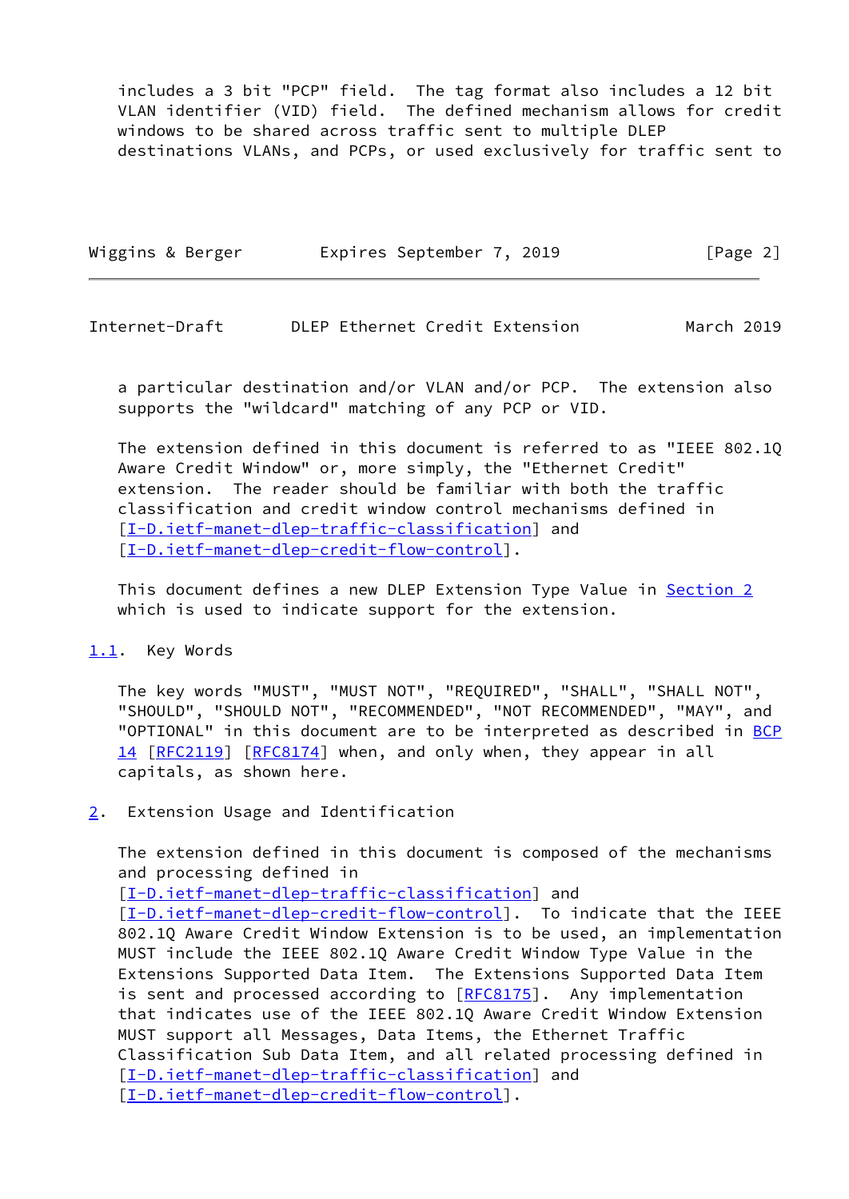includes a 3 bit "PCP" field. The tag format also includes a 12 bit VLAN identifier (VID) field. The defined mechanism allows for credit windows to be shared across traffic sent to multiple DLEP destinations VLANs, and PCPs, or used exclusively for traffic sent to a particular destination and/or VLAN and/or PCP. The extension also supports the "wildcard" matching of any PCP or VID.

The extension defined in this document is referred to as "IEEE 802.1Q Aware Credit Window" or, more simply, the "Ethernet Credit" extension. The reader should be familiar with both the traffic classification and credit window control mechanisms defined in [I-D.ietf-manet-dlep-traffic-classification] and [I-D.ietf-manet-dlep-credit-flow-control].

This document defines a new DLEP Extension Type Value in Section 2 which is used to indicate support for the extension.

## 1.1. Key Words

The key words "MUST", "MUST NOT", "REQUIRED", "SHALL", "SHALL NOT", "SHOULD", "SHOULD NOT", "RECOMMENDED", "NOT RECOMMENDED", "MAY", and "OPTIONAL" in this document are to be interpreted as described in BCP 14 [RFC2119] [RFC8174] when, and only when, they appear in all capitals, as shown here.

# 2. Extension Usage and Identification

The extension defined in this document is composed of the mechanisms and processing defined in [I-D.ietf-manet-dlep-traffic-classification] and [I-D.ietf-manet-dlep-credit-flow-control]. To indicate that the IEEE 802.1Q Aware Credit Window Extension is to be used, an implementation MUST include the IEEE 802.1Q Aware Credit Window Type Value in the Extensions Supported Data Item. The Extensions Supported Data Item is sent and processed according to [RFC8175]. Any implementation that indicates use of the IEEE 802.1Q Aware Credit Window Extension MUST support all Messages, Data Items, the Ethernet Traffic Classification Sub Data Item, and all related processing defined in [I-D.ietf-manet-dlep-traffic-classification] and [I-D.ietf-manet-dlep-credit-flow-control].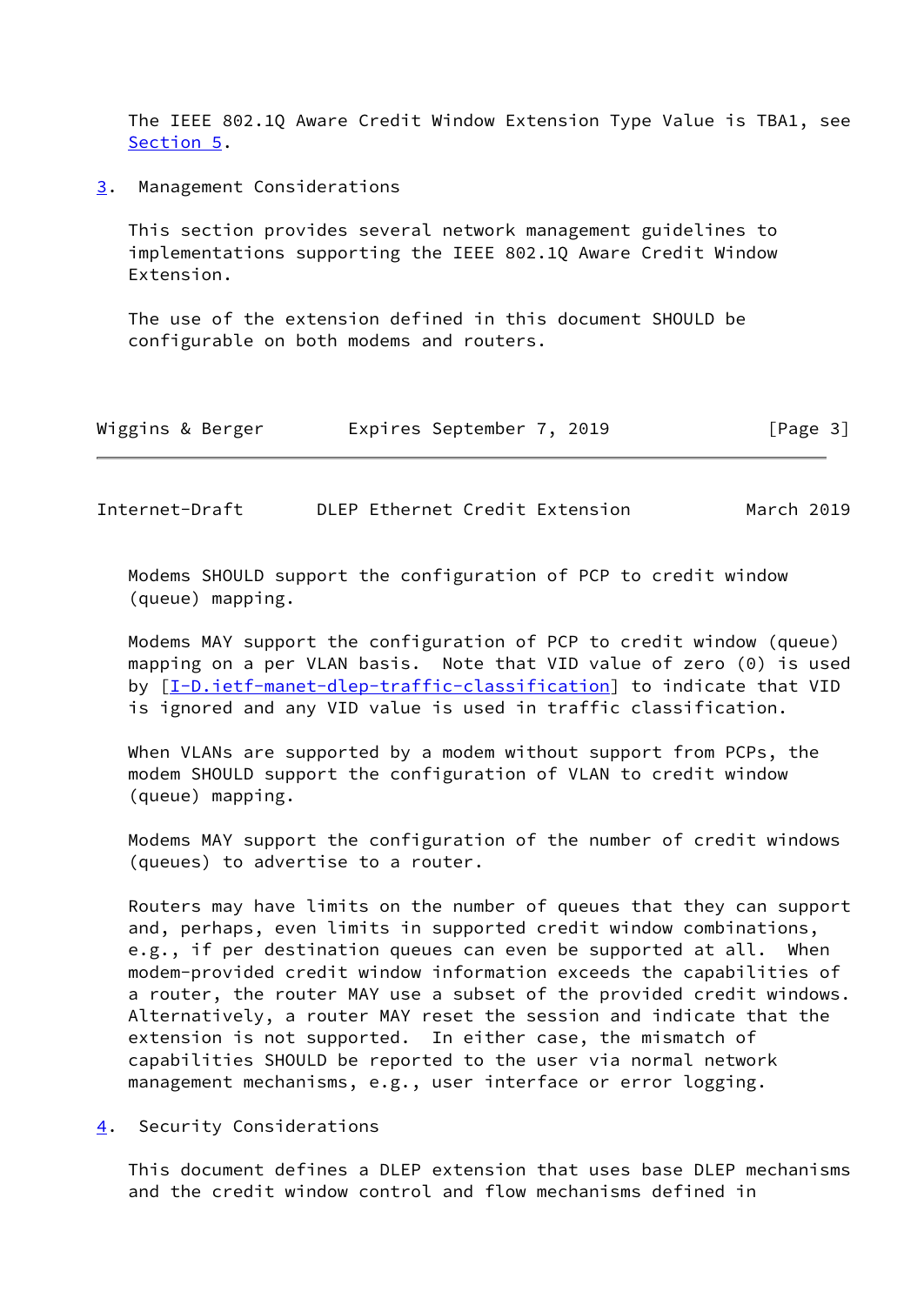The IEEE 802.1Q Aware Credit Window Extension Type Value is TBA1, see Section 5.

## 3. Management Considerations

This section provides several network management guidelines to implementations supporting the IEEE 802.1Q Aware Credit Window Extension.

The use of the extension defined in this document SHOULD be configurable on both modems and routers.

Modems SHOULD support the configuration of PCP to credit window (queue) mapping.

Modems MAY support the configuration of PCP to credit window (queue) mapping on a per VLAN basis. Note that VID value of zero (0) is used by [I-D.ietf-manet-dlep-traffic-classification] to indicate that VID is ignored and any VID value is used in traffic classification.

When VLANs are supported by a modem without support from PCPs, the modem SHOULD support the configuration of VLAN to credit window (queue) mapping.

Modems MAY support the configuration of the number of credit windows (queues) to advertise to a router.

Routers may have limits on the number of queues that they can support and, perhaps, even limits in supported credit window combinations, e.g., if per destination queues can even be supported at all. When modem-provided credit window information exceeds the capabilities of a router, the router MAY use a subset of the provided credit windows. Alternatively, a router MAY reset the session and indicate that the extension is not supported. In either case, the mismatch of capabilities SHOULD be reported to the user via normal network management mechanisms, e.g., user interface or error logging.

## 4. Security Considerations

This document defines a DLEP extension that uses base DLEP mechanisms and the credit window control and flow mechanisms defined in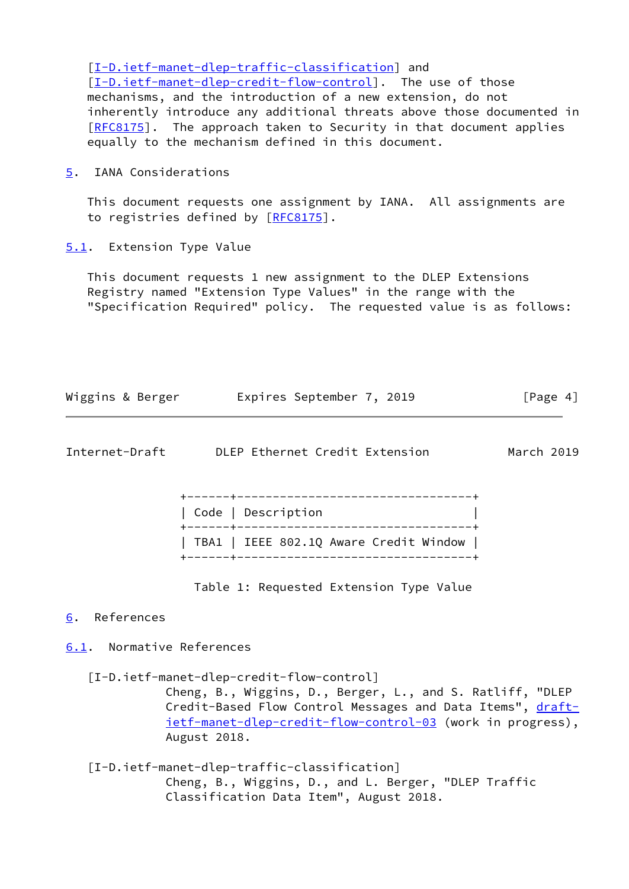[I-D.ietf-manet-dlep-traffic-classification] and [I-D.ietf-manet-dlep-credit-flow-control]. The use of those mechanisms, and the introduction of a new extension, do not inherently introduce any additional threats above those documented in [RFC8175]. The approach taken to Security in that document applies equally to the mechanism defined in this document.

## 5. IANA Considerations

This document requests one assignment by IANA. All assignments are to registries defined by [RFC8175].

### 5.1. Extension Type Value

This document requests 1 new assignment to the DLEP Extensions Registry named "Extension Type Values" in the range with the "Specification Required" policy. The requested value is as follows:

| Code | Description |
|---|---|
| TBA1 | IEEE 802.1Q Aware Credit Window |

Table 1: Requested Extension Type Value

## 6. References

### 6.1. Normative References

[I-D.ietf-manet-dlep-credit-flow-control]
Cheng, B., Wiggins, D., Berger, L., and S. Ratliff, "DLEP Credit-Based Flow Control Messages and Data Items", draft-ietf-manet-dlep-credit-flow-control-03 (work in progress), August 2018.

[I-D.ietf-manet-dlep-traffic-classification]
Cheng, B., Wiggins, D., and L. Berger, "DLEP Traffic Classification Data Item", August 2018.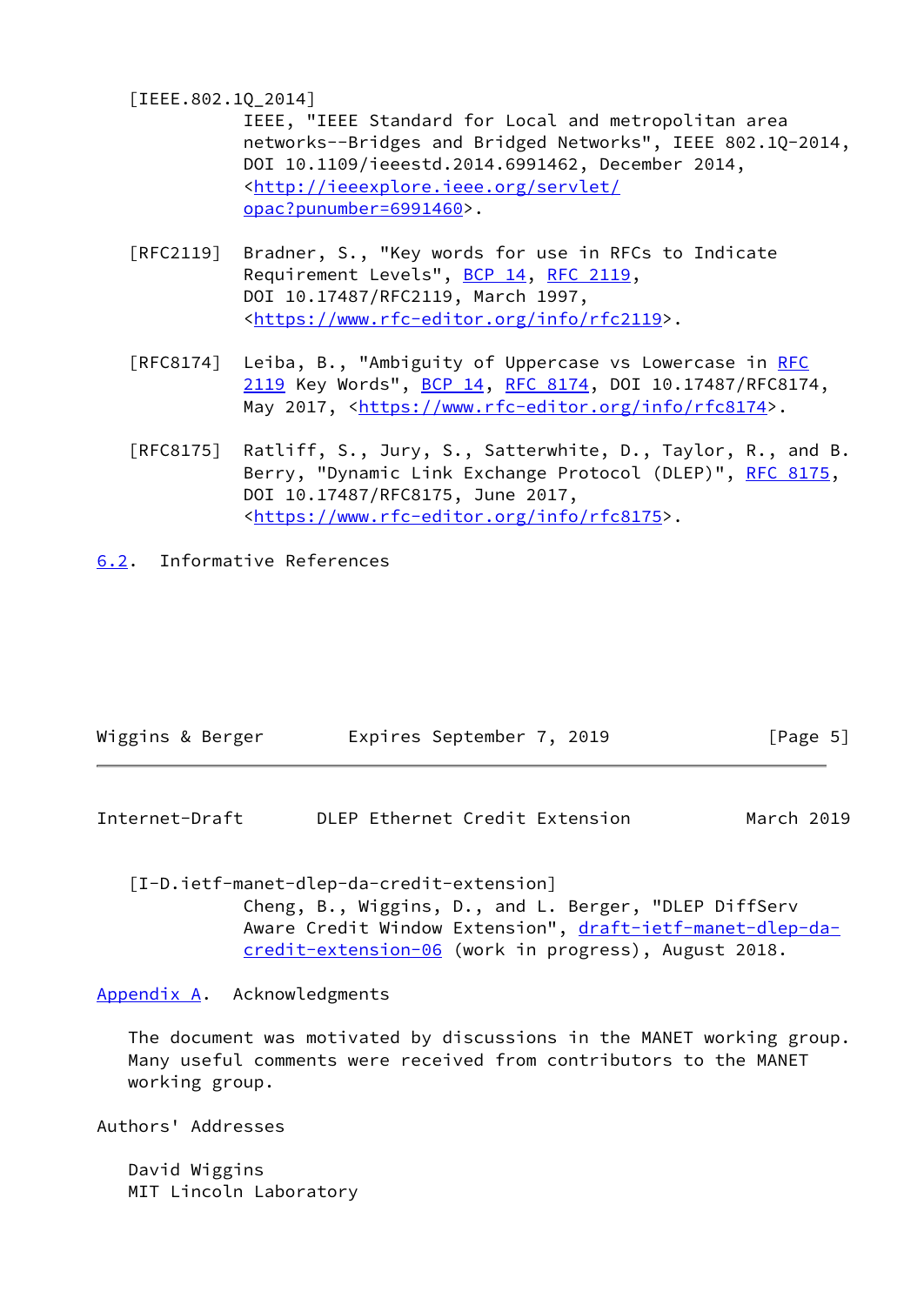[IEEE.802.1Q_2014]
IEEE, "IEEE Standard for Local and metropolitan area networks--Bridges and Bridged Networks", IEEE 802.1Q-2014, DOI 10.1109/ieeestd.2014.6991462, December 2014, <http://ieeexplore.ieee.org/servlet/opac?punumber=6991460>.

[RFC2119] Bradner, S., "Key words for use in RFCs to Indicate Requirement Levels", BCP 14, RFC 2119, DOI 10.17487/RFC2119, March 1997, <https://www.rfc-editor.org/info/rfc2119>.

[RFC8174] Leiba, B., "Ambiguity of Uppercase vs Lowercase in RFC 2119 Key Words", BCP 14, RFC 8174, DOI 10.17487/RFC8174, May 2017, <https://www.rfc-editor.org/info/rfc8174>.

[RFC8175] Ratliff, S., Jury, S., Satterwhite, D., Taylor, R., and B. Berry, "Dynamic Link Exchange Protocol (DLEP)", RFC 8175, DOI 10.17487/RFC8175, June 2017, <https://www.rfc-editor.org/info/rfc8175>.

### 6.2. Informative References

[I-D.ietf-manet-dlep-da-credit-extension]
Cheng, B., Wiggins, D., and L. Berger, "DLEP DiffServ Aware Credit Window Extension", draft-ietf-manet-dlep-da-credit-extension-06 (work in progress), August 2018.

## Appendix A. Acknowledgments

The document was motivated by discussions in the MANET working group. Many useful comments were received from contributors to the MANET working group.

## Authors' Addresses

David Wiggins
MIT Lincoln Laboratory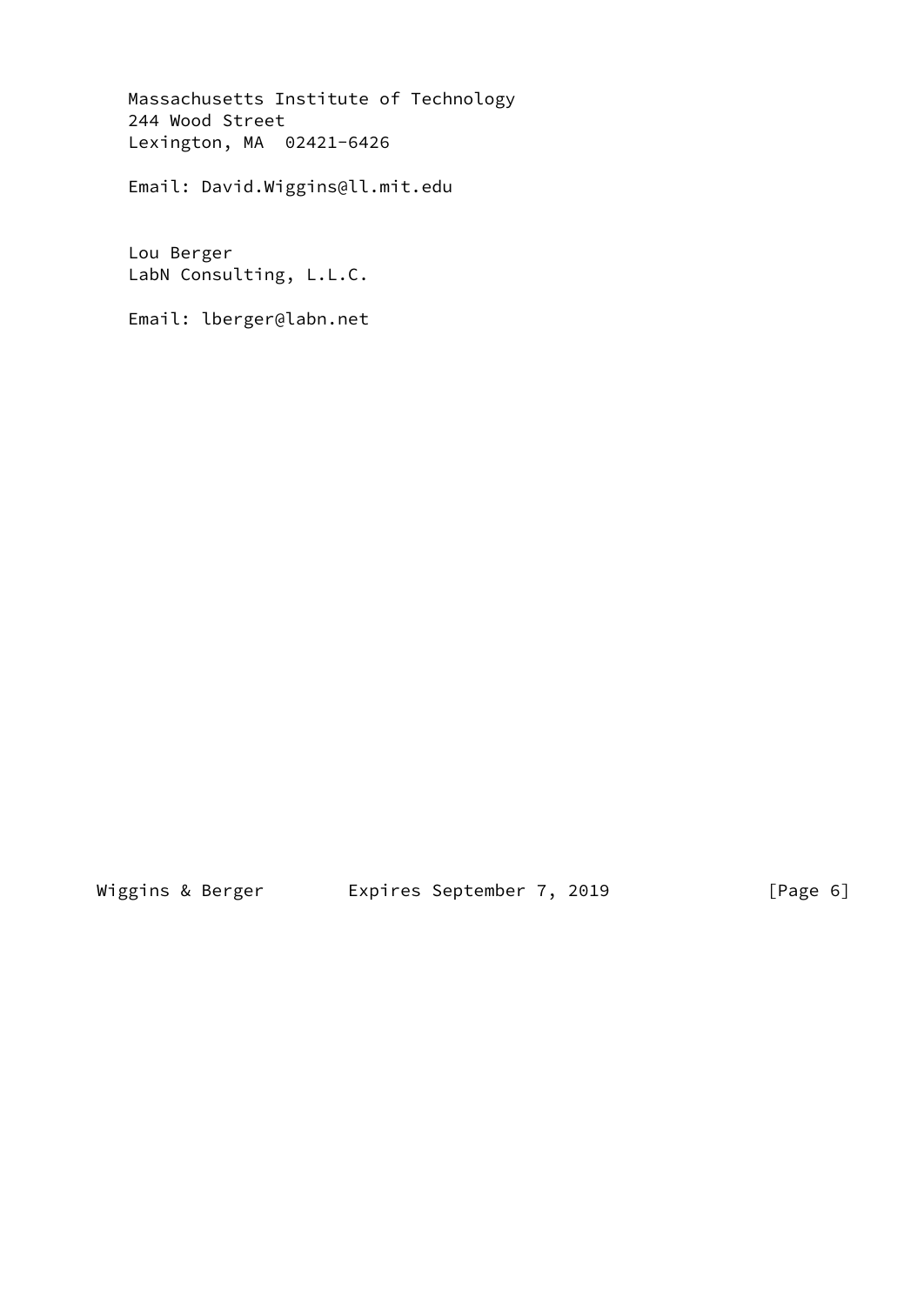Massachusetts Institute of Technology
244 Wood Street
Lexington, MA  02421-6426

Email: David.Wiggins@ll.mit.edu

Lou Berger
LabN Consulting, L.L.C.

Email: lberger@labn.net